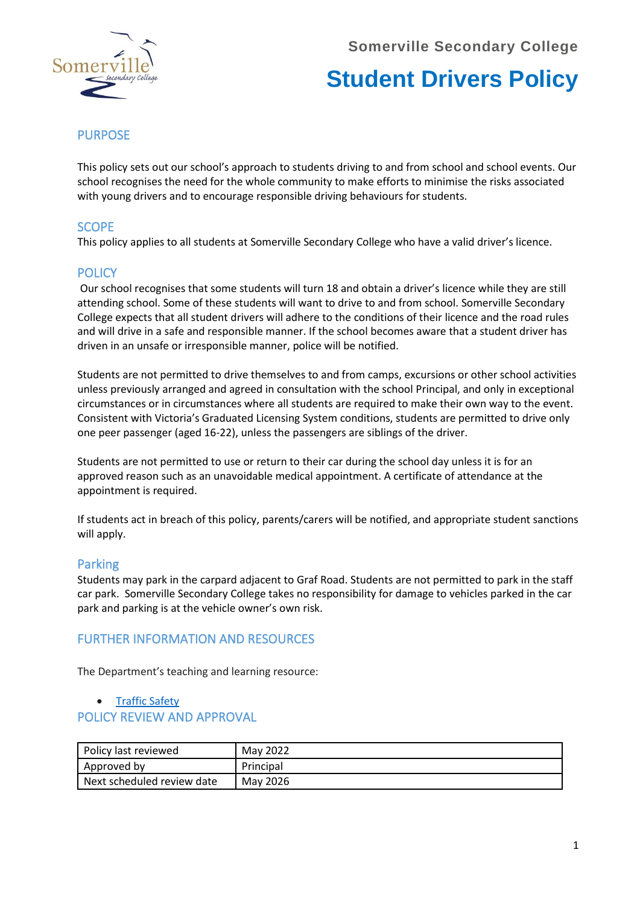Somerville Secondary College

# Student Drivers Policy

## PURPOSE

This policy sets out our school's approach to students driving to and from school and school events. Our school recognises the need for the whole community to make efforts to minimise the risks associated with young drivers and to encourage responsible driving behaviours for students.

## SCOPE

This policy applies to all students at Somerville Secondary College who have a valid driver's licence.

## POLICY

Our school recognises that some students will turn 18 and obtain a driver's licence while they are still attending school. Some of these students will want to drive to and from school. Somerville Secondary College expects that all student drivers will adhere to the conditions of their licence and the road rules and will drive in a safe and responsible manner. If the school becomes aware that a student driver has driven in an unsafe or irresponsible manner, police will be notified.

Students are not permitted to drive themselves to and from camps, excursions or other school activities unless previously arranged and agreed in consultation with the school Principal, and only in exceptional circumstances or in circumstances where all students are required to make their own way to the event. Consistent with Victoria's Graduated Licensing System conditions, students are permitted to drive only one peer passenger (aged 16-22), unless the passengers are siblings of the driver.

Students are not permitted to use or return to their car during the school day unless it is for an approved reason such as an unavoidable medical appointment. A certificate of attendance at the appointment is required.

If students act in breach of this policy, parents/carers will be notified, and appropriate student sanctions will apply.

### Parking

Students may park in the carpard adjacent to Graf Road. Students are not permitted to park in the staff car park. Somerville Secondary College takes no responsibility for damage to vehicles parked in the car park and parking is at the vehicle owner's own risk.

## FURTHER INFORMATION AND RESOURCES

The Department's teaching and learning resource:

- Traffic Safety

## POLICY REVIEW AND APPROVAL

| Policy last reviewed | May 2022 |
|---|---|
| Approved by | Principal |
| Next scheduled review date | May 2026 |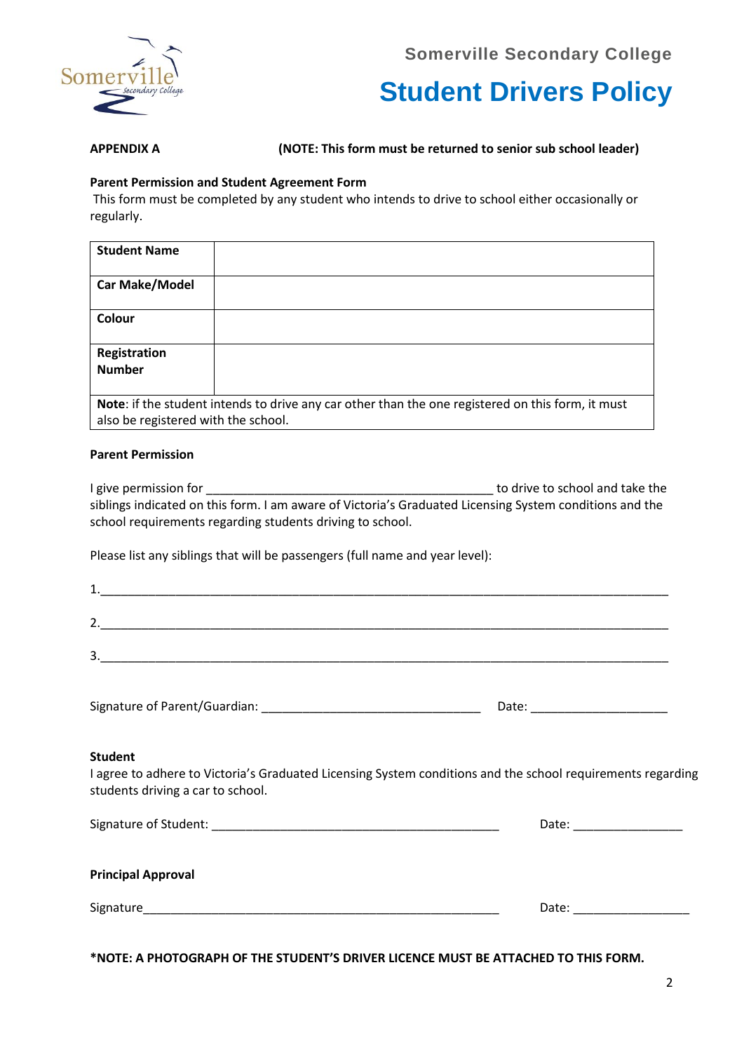# Student Drivers Policy

**APPENDIX A** **(NOTE: This form must be returned to senior sub school leader)**

**Parent Permission and Student Agreement Form**

This form must be completed by any student who intends to drive to school either occasionally or regularly.

| **Student Name** | |
|---|---|
| **Car Make/Model** | |
| **Colour** | |
| **Registration Number** | |
| **Note**: if the student intends to drive any car other than the one registered on this form, it must also be registered with the school. | |

**Parent Permission**

I give permission for ______________________________________ to drive to school and take the siblings indicated on this form. I am aware of Victoria's Graduated Licensing System conditions and the school requirements regarding students driving to school.

Please list any siblings that will be passengers (full name and year level):

1.______________________________________________________________________________

2.______________________________________________________________________________

3.______________________________________________________________________________

Signature of Parent/Guardian: ______________________________ Date: ___________________

**Student**

I agree to adhere to Victoria's Graduated Licensing System conditions and the school requirements regarding students driving a car to school.

Signature of Student: ________________________________________ Date: _______________

**Principal Approval**

Signature______________________________________________________ Date: ________________

**\*NOTE: A PHOTOGRAPH OF THE STUDENT'S DRIVER LICENCE MUST BE ATTACHED TO THIS FORM.**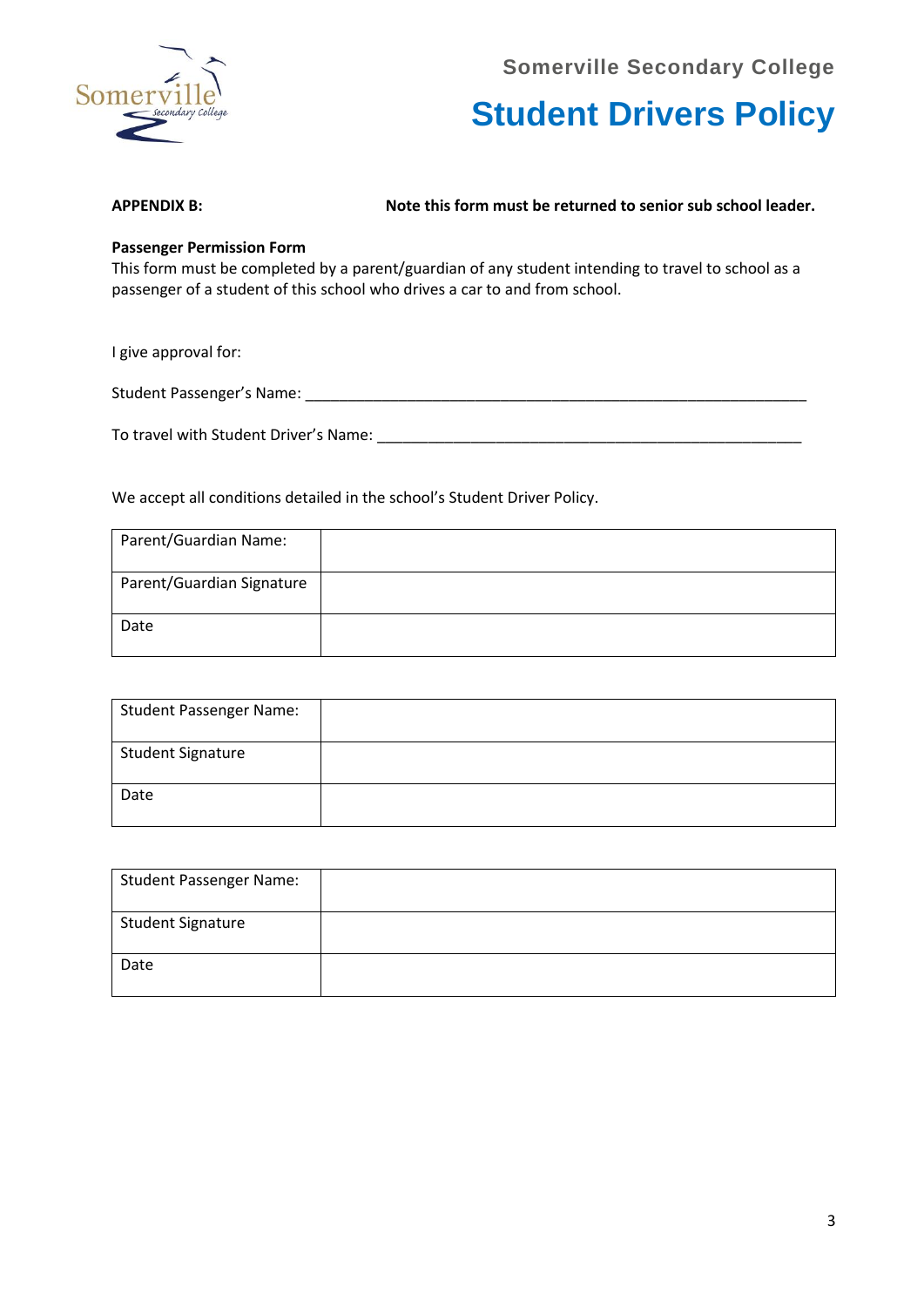**APPENDIX B:** **Note this form must be returned to senior sub school leader.**

**Passenger Permission Form**

This form must be completed by a parent/guardian of any student intending to travel to school as a passenger of a student of this school who drives a car to and from school.

I give approval for:

Student Passenger's Name: ____________________________________________________________

To travel with Student Driver's Name: ___________________________________________________

We accept all conditions detailed in the school's Student Driver Policy.

| | |
|---|---|
| Parent/Guardian Name: | |
| Parent/Guardian Signature | |
| Date | |

| | |
|---|---|
| Student Passenger Name: | |
| Student Signature | |
| Date | |

| | |
|---|---|
| Student Passenger Name: | |
| Student Signature | |
| Date | |